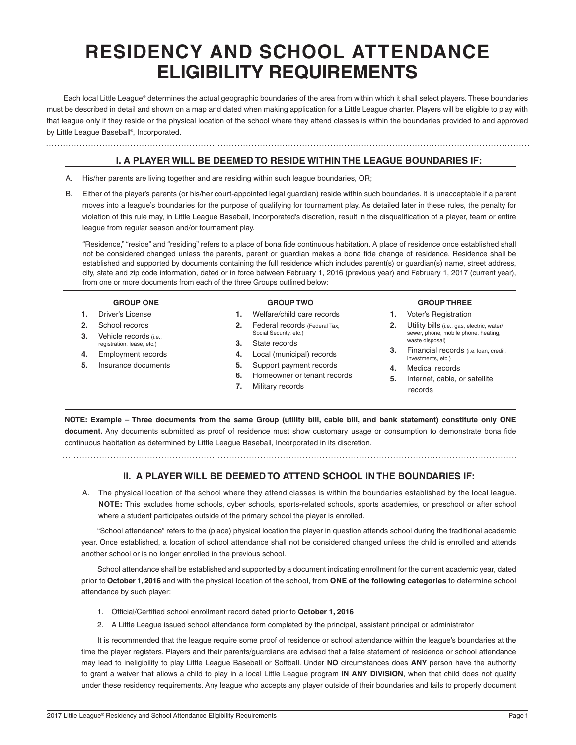# RESIDENCY AND SCHOOL ATTENDANCE ELIGIBILITY REQUIREMENTS

Each local Little League® determines the actual geographic boundaries of the area from within which it shall select players. These boundaries must be described in detail and shown on a map and dated when making application for a Little League charter. Players will be eligible to play with that league only if they reside or the physical location of the school where they attend classes is within the boundaries provided to and approved by Little League Baseball®, Incorporated.

## I. A PLAYER WILL BE DEEMED TO RESIDE WITHIN THE LEAGUE BOUNDARIES IF:

A. His/her parents are living together and are residing within such league boundaries, OR;

B. Either of the player's parents (or his/her court-appointed legal guardian) reside within such boundaries. It is unacceptable if a parent moves into a league's boundaries for the purpose of qualifying for tournament play. As detailed later in these rules, the penalty for violation of this rule may, in Little League Baseball, Incorporated's discretion, result in the disqualification of a player, team or entire league from regular season and/or tournament play.

"Residence," "reside" and "residing" refers to a place of bona fide continuous habitation. A place of residence once established shall not be considered changed unless the parents, parent or guardian makes a bona fide change of residence. Residence shall be established and supported by documents containing the full residence which includes parent(s) or guardian(s) name, street address, city, state and zip code information, dated or in force between February 1, 2016 (previous year) and February 1, 2017 (current year), from one or more documents from each of the three Groups outlined below:

**GROUP ONE**

1. Driver's License
2. School records
3. Vehicle records (i.e., registration, lease, etc.)
4. Employment records
5. Insurance documents

**GROUP TWO**

1. Welfare/child care records
2. Federal records (Federal Tax, Social Security, etc.)
3. State records
4. Local (municipal) records
5. Support payment records
6. Homeowner or tenant records
7. Military records

**GROUP THREE**

1. Voter's Registration
2. Utility bills (i.e., gas, electric, water/sewer, phone, mobile phone, heating, waste disposal)
3. Financial records (i.e. loan, credit, investments, etc.)
4. Medical records
5. Internet, cable, or satellite records

**NOTE: Example – Three documents from the same Group (utility bill, cable bill, and bank statement) constitute only ONE document.** Any documents submitted as proof of residence must show customary usage or consumption to demonstrate bona fide continuous habitation as determined by Little League Baseball, Incorporated in its discretion.

## II. A PLAYER WILL BE DEEMED TO ATTEND SCHOOL IN THE BOUNDARIES IF:

A. The physical location of the school where they attend classes is within the boundaries established by the local league. **NOTE:** This excludes home schools, cyber schools, sports-related schools, sports academies, or preschool or after school where a student participates outside of the primary school the player is enrolled.

"School attendance" refers to the (place) physical location the player in question attends school during the traditional academic year. Once established, a location of school attendance shall not be considered changed unless the child is enrolled and attends another school or is no longer enrolled in the previous school.

School attendance shall be established and supported by a document indicating enrollment for the current academic year, dated prior to **October 1, 2016** and with the physical location of the school, from **ONE of the following categories** to determine school attendance by such player:

1. Official/Certified school enrollment record dated prior to **October 1, 2016**
2. A Little League issued school attendance form completed by the principal, assistant principal or administrator

It is recommended that the league require some proof of residence or school attendance within the league's boundaries at the time the player registers. Players and their parents/guardians are advised that a false statement of residence or school attendance may lead to ineligibility to play Little League Baseball or Softball. Under **NO** circumstances does **ANY** person have the authority to grant a waiver that allows a child to play in a local Little League program **IN ANY DIVISION**, when that child does not qualify under these residency requirements. Any league who accepts any player outside of their boundaries and fails to properly document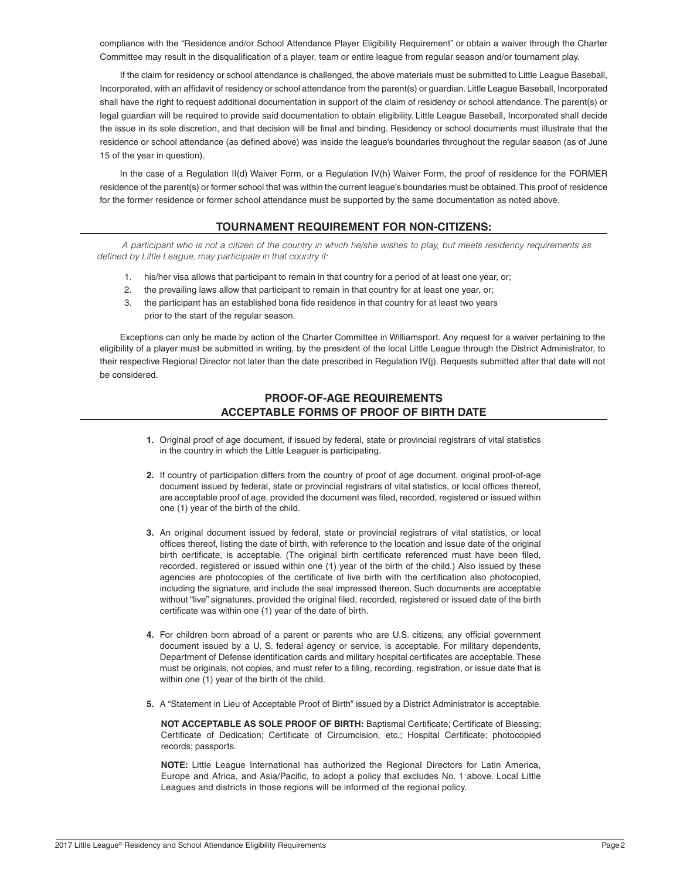compliance with the "Residence and/or School Attendance Player Eligibility Requirement" or obtain a waiver through the Charter Committee may result in the disqualification of a player, team or entire league from regular season and/or tournament play.

If the claim for residency or school attendance is challenged, the above materials must be submitted to Little League Baseball, Incorporated, with an affidavit of residency or school attendance from the parent(s) or guardian. Little League Baseball, Incorporated shall have the right to request additional documentation in support of the claim of residency or school attendance. The parent(s) or legal guardian will be required to provide said documentation to obtain eligibility. Little League Baseball, Incorporated shall decide the issue in its sole discretion, and that decision will be final and binding. Residency or school documents must illustrate that the residence or school attendance (as defined above) was inside the league's boundaries throughout the regular season (as of June 15 of the year in question).

In the case of a Regulation II(d) Waiver Form, or a Regulation IV(h) Waiver Form, the proof of residence for the FORMER residence of the parent(s) or former school that was within the current league's boundaries must be obtained. This proof of residence for the former residence or former school attendance must be supported by the same documentation as noted above.

## TOURNAMENT REQUIREMENT FOR NON-CITIZENS:

*A participant who is not a citizen of the country in which he/she wishes to play, but meets residency requirements as defined by Little League, may participate in that country if:*

1. his/her visa allows that participant to remain in that country for a period of at least one year, or;
2. the prevailing laws allow that participant to remain in that country for at least one year, or;
3. the participant has an established bona fide residence in that country for at least two years prior to the start of the regular season.

Exceptions can only be made by action of the Charter Committee in Williamsport. Any request for a waiver pertaining to the eligibility of a player must be submitted in writing, by the president of the local Little League through the District Administrator, to their respective Regional Director not later than the date prescribed in Regulation IV(j). Requests submitted after that date will not be considered.

## PROOF-OF-AGE REQUIREMENTS ACCEPTABLE FORMS OF PROOF OF BIRTH DATE

**1.** Original proof of age document, if issued by federal, state or provincial registrars of vital statistics in the country in which the Little Leaguer is participating.

**2.** If country of participation differs from the country of proof of age document, original proof-of-age document issued by federal, state or provincial registrars of vital statistics, or local offices thereof, are acceptable proof of age, provided the document was filed, recorded, registered or issued within one (1) year of the birth of the child.

**3.** An original document issued by federal, state or provincial registrars of vital statistics, or local offices thereof, listing the date of birth, with reference to the location and issue date of the original birth certificate, is acceptable. (The original birth certificate referenced must have been filed, recorded, registered or issued within one (1) year of the birth of the child.) Also issued by these agencies are photocopies of the certificate of live birth with the certification also photocopied, including the signature, and include the seal impressed thereon. Such documents are acceptable without "live" signatures, provided the original filed, recorded, registered or issued date of the birth certificate was within one (1) year of the date of birth.

**4.** For children born abroad of a parent or parents who are U.S. citizens, any official government document issued by a U. S. federal agency or service, is acceptable. For military dependents, Department of Defense identification cards and military hospital certificates are acceptable. These must be originals, not copies, and must refer to a filing, recording, registration, or issue date that is within one (1) year of the birth of the child.

**5.** A "Statement in Lieu of Acceptable Proof of Birth" issued by a District Administrator is acceptable.

**NOT ACCEPTABLE AS SOLE PROOF OF BIRTH:** Baptismal Certificate; Certificate of Blessing; Certificate of Dedication; Certificate of Circumcision, etc.; Hospital Certificate; photocopied records; passports.

**NOTE:** Little League International has authorized the Regional Directors for Latin America, Europe and Africa, and Asia/Pacific, to adopt a policy that excludes No. 1 above. Local Little Leagues and districts in those regions will be informed of the regional policy.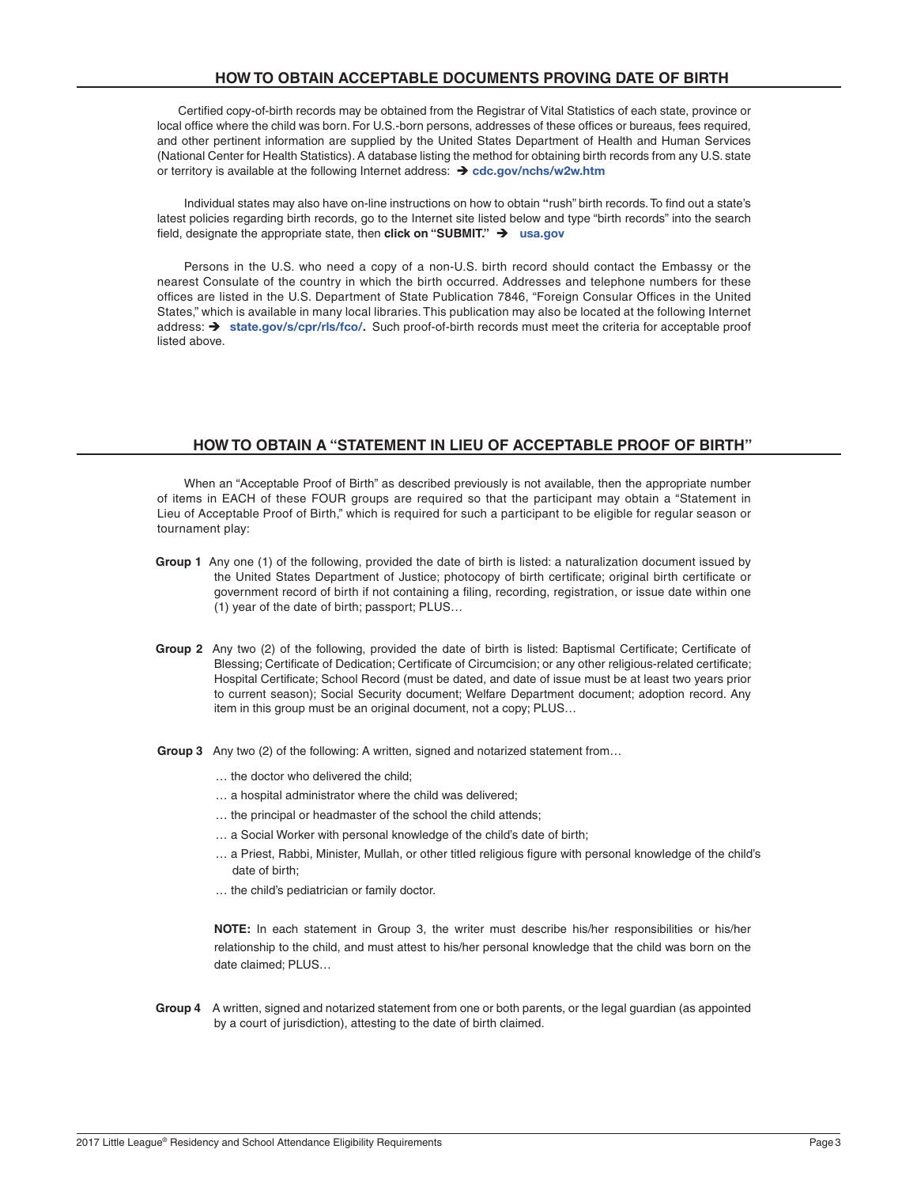## HOW TO OBTAIN ACCEPTABLE DOCUMENTS PROVING DATE OF BIRTH

Certified copy-of-birth records may be obtained from the Registrar of Vital Statistics of each state, province or local office where the child was born. For U.S.-born persons, addresses of these offices or bureaus, fees required, and other pertinent information are supplied by the United States Department of Health and Human Services (National Center for Health Statistics). A database listing the method for obtaining birth records from any U.S. state or territory is available at the following Internet address: ➔ **cdc.gov/nchs/w2w.htm**

Individual states may also have on-line instructions on how to obtain "rush" birth records. To find out a state's latest policies regarding birth records, go to the Internet site listed below and type "birth records" into the search field, designate the appropriate state, then **click on "SUBMIT."** ➔ **usa.gov**

Persons in the U.S. who need a copy of a non-U.S. birth record should contact the Embassy or the nearest Consulate of the country in which the birth occurred. Addresses and telephone numbers for these offices are listed in the U.S. Department of State Publication 7846, "Foreign Consular Offices in the United States," which is available in many local libraries. This publication may also be located at the following Internet address: ➔ **state.gov/s/cpr/rls/fco/.** Such proof-of-birth records must meet the criteria for acceptable proof listed above.

## HOW TO OBTAIN A "STATEMENT IN LIEU OF ACCEPTABLE PROOF OF BIRTH"

When an "Acceptable Proof of Birth" as described previously is not available, then the appropriate number of items in EACH of these FOUR groups are required so that the participant may obtain a "Statement in Lieu of Acceptable Proof of Birth," which is required for such a participant to be eligible for regular season or tournament play:

**Group 1** Any one (1) of the following, provided the date of birth is listed: a naturalization document issued by the United States Department of Justice; photocopy of birth certificate; original birth certificate or government record of birth if not containing a filing, recording, registration, or issue date within one (1) year of the date of birth; passport; PLUS…

**Group 2** Any two (2) of the following, provided the date of birth is listed: Baptismal Certificate; Certificate of Blessing; Certificate of Dedication; Certificate of Circumcision; or any other religious-related certificate; Hospital Certificate; School Record (must be dated, and date of issue must be at least two years prior to current season); Social Security document; Welfare Department document; adoption record. Any item in this group must be an original document, not a copy; PLUS…

**Group 3** Any two (2) of the following: A written, signed and notarized statement from…

- … the doctor who delivered the child;
- … a hospital administrator where the child was delivered;
- … the principal or headmaster of the school the child attends;
- … a Social Worker with personal knowledge of the child's date of birth;
- … a Priest, Rabbi, Minister, Mullah, or other titled religious figure with personal knowledge of the child's date of birth;
- … the child's pediatrician or family doctor.

**NOTE:** In each statement in Group 3, the writer must describe his/her responsibilities or his/her relationship to the child, and must attest to his/her personal knowledge that the child was born on the date claimed; PLUS…

**Group 4** A written, signed and notarized statement from one or both parents, or the legal guardian (as appointed by a court of jurisdiction), attesting to the date of birth claimed.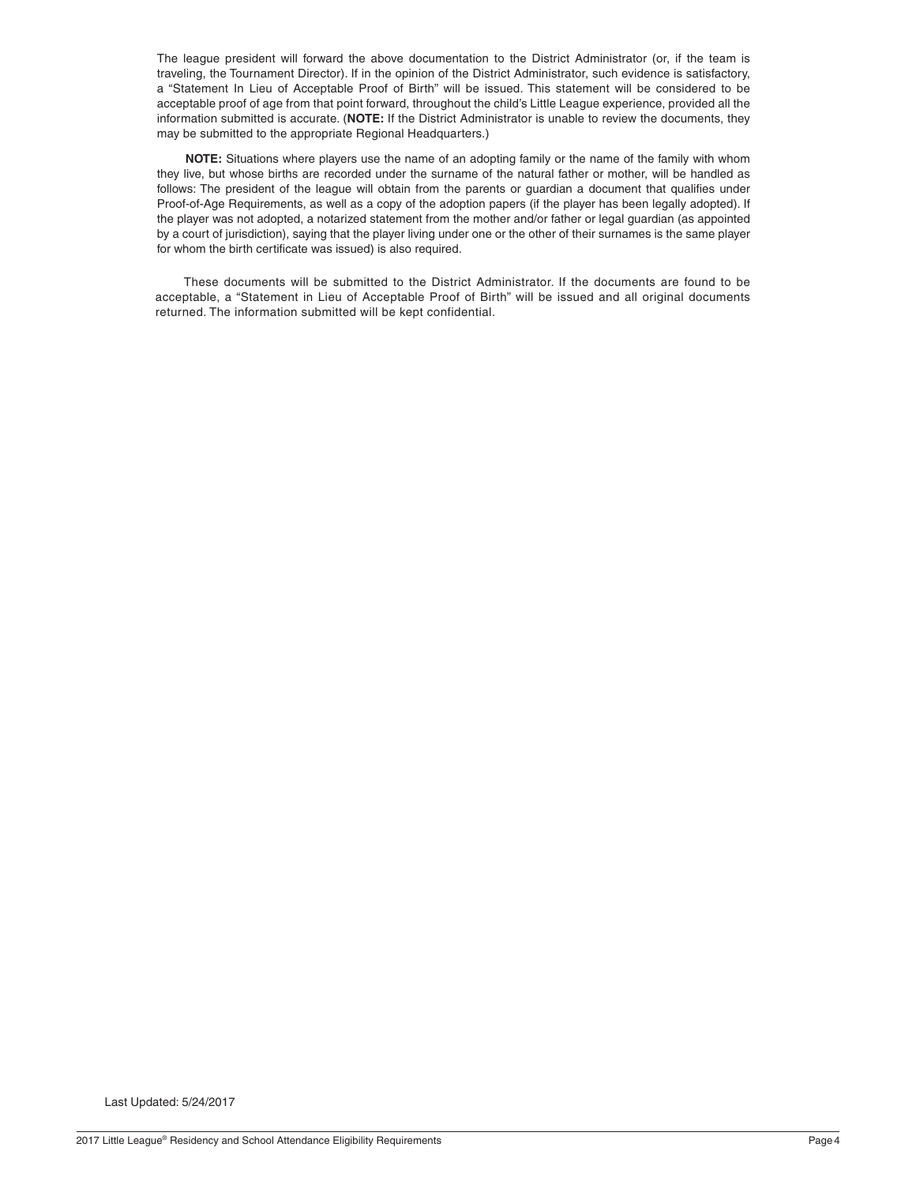The league president will forward the above documentation to the District Administrator (or, if the team is traveling, the Tournament Director). If in the opinion of the District Administrator, such evidence is satisfactory, a "Statement In Lieu of Acceptable Proof of Birth" will be issued. This statement will be considered to be acceptable proof of age from that point forward, throughout the child's Little League experience, provided all the information submitted is accurate. (**NOTE:** If the District Administrator is unable to review the documents, they may be submitted to the appropriate Regional Headquarters.)

**NOTE:** Situations where players use the name of an adopting family or the name of the family with whom they live, but whose births are recorded under the surname of the natural father or mother, will be handled as follows: The president of the league will obtain from the parents or guardian a document that qualifies under Proof-of-Age Requirements, as well as a copy of the adoption papers (if the player has been legally adopted). If the player was not adopted, a notarized statement from the mother and/or father or legal guardian (as appointed by a court of jurisdiction), saying that the player living under one or the other of their surnames is the same player for whom the birth certificate was issued) is also required.

These documents will be submitted to the District Administrator. If the documents are found to be acceptable, a "Statement in Lieu of Acceptable Proof of Birth" will be issued and all original documents returned. The information submitted will be kept confidential.

Last Updated: 5/24/2017